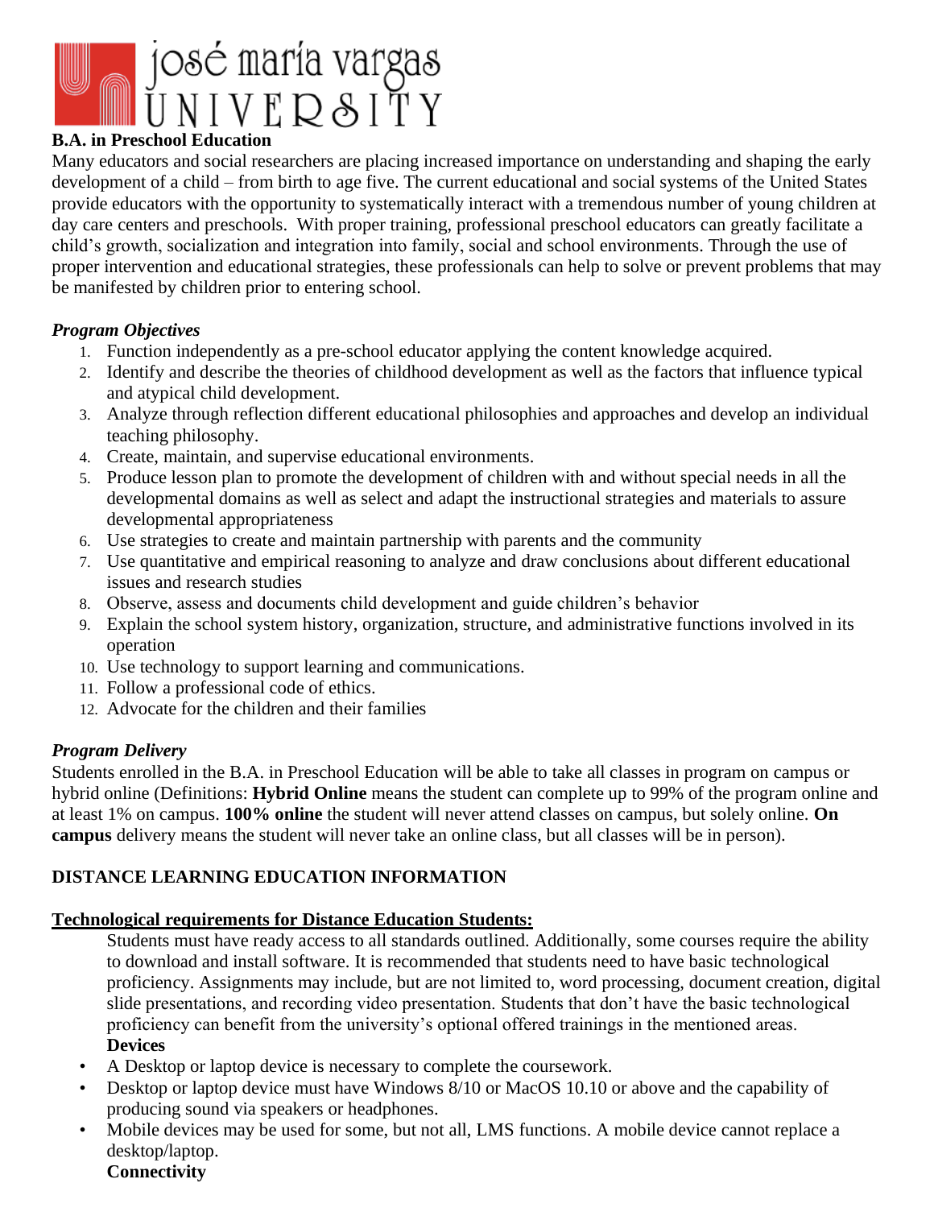# josé maría vargas UNIVERSITY

## B.A. in Preschool Education

Many educators and social researchers are placing increased importance on understanding and shaping the early development of a child – from birth to age five. The current educational and social systems of the United States provide educators with the opportunity to systematically interact with a tremendous number of young children at day care centers and preschools. With proper training, professional preschool educators can greatly facilitate a child's growth, socialization and integration into family, social and school environments. Through the use of proper intervention and educational strategies, these professionals can help to solve or prevent problems that may be manifested by children prior to entering school.

### *Program Objectives*

1. Function independently as a pre-school educator applying the content knowledge acquired.
2. Identify and describe the theories of childhood development as well as the factors that influence typical and atypical child development.
3. Analyze through reflection different educational philosophies and approaches and develop an individual teaching philosophy.
4. Create, maintain, and supervise educational environments.
5. Produce lesson plan to promote the development of children with and without special needs in all the developmental domains as well as select and adapt the instructional strategies and materials to assure developmental appropriateness
6. Use strategies to create and maintain partnership with parents and the community
7. Use quantitative and empirical reasoning to analyze and draw conclusions about different educational issues and research studies
8. Observe, assess and documents child development and guide children's behavior
9. Explain the school system history, organization, structure, and administrative functions involved in its operation
10. Use technology to support learning and communications.
11. Follow a professional code of ethics.
12. Advocate for the children and their families

### *Program Delivery*

Students enrolled in the B.A. in Preschool Education will be able to take all classes in program on campus or hybrid online (Definitions: **Hybrid Online** means the student can complete up to 99% of the program online and at least 1% on campus. **100% online** the student will never attend classes on campus, but solely online. **On campus** delivery means the student will never take an online class, but all classes will be in person).

## DISTANCE LEARNING EDUCATION INFORMATION

### Technological requirements for Distance Education Students:

Students must have ready access to all standards outlined. Additionally, some courses require the ability to download and install software. It is recommended that students need to have basic technological proficiency. Assignments may include, but are not limited to, word processing, document creation, digital slide presentations, and recording video presentation. Students that don't have the basic technological proficiency can benefit from the university's optional offered trainings in the mentioned areas.

**Devices**

- A Desktop or laptop device is necessary to complete the coursework.
- Desktop or laptop device must have Windows 8/10 or MacOS 10.10 or above and the capability of producing sound via speakers or headphones.
- Mobile devices may be used for some, but not all, LMS functions. A mobile device cannot replace a desktop/laptop.

**Connectivity**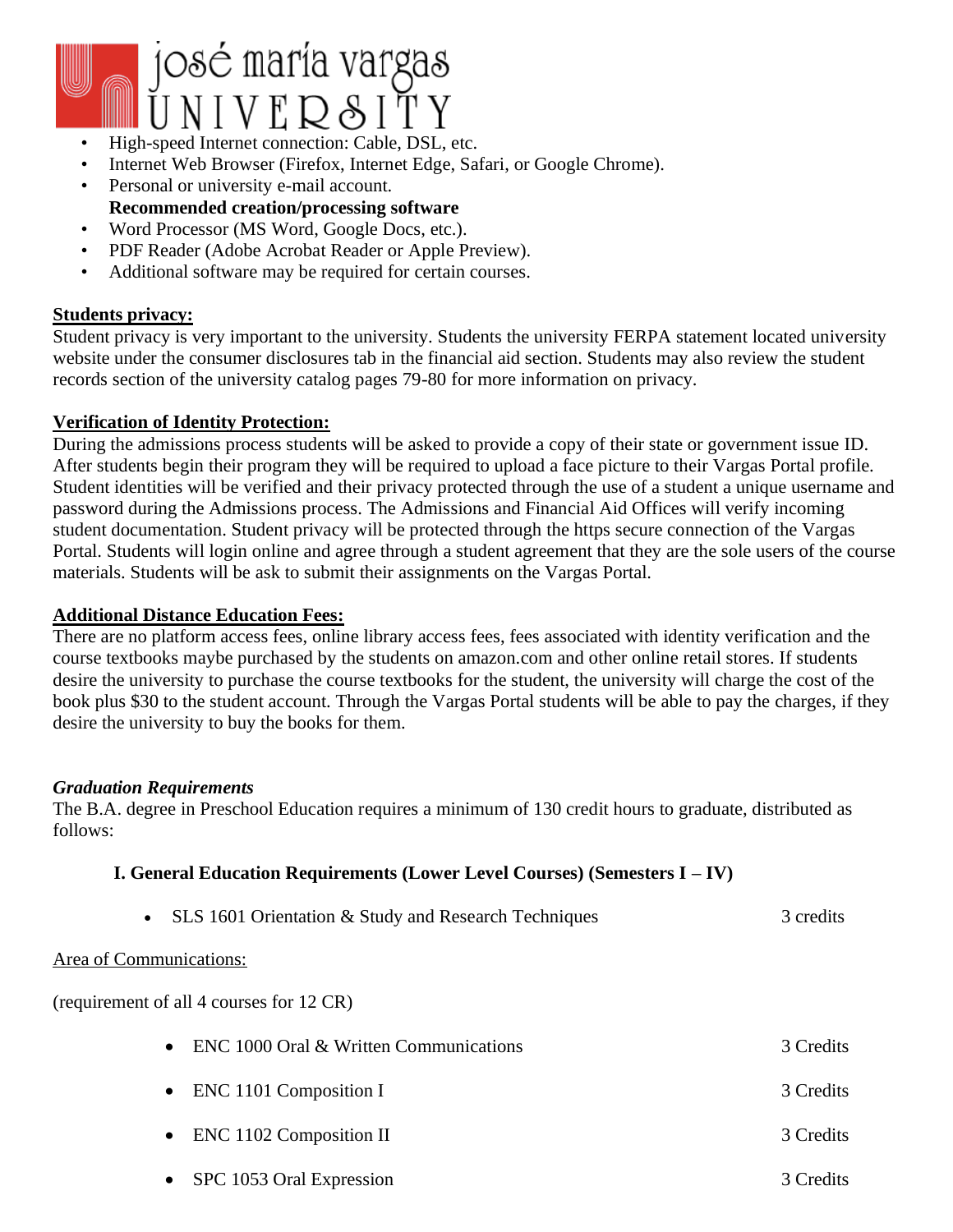- High-speed Internet connection: Cable, DSL, etc.
- Internet Web Browser (Firefox, Internet Edge, Safari, or Google Chrome).
- Personal or university e-mail account.

**Recommended creation/processing software**

- Word Processor (MS Word, Google Docs, etc.).
- PDF Reader (Adobe Acrobat Reader or Apple Preview).
- Additional software may be required for certain courses.

**<u>Students privacy:</u>**

Student privacy is very important to the university. Students the university FERPA statement located university website under the consumer disclosures tab in the financial aid section. Students may also review the student records section of the university catalog pages 79-80 for more information on privacy.

**<u>Verification of Identity Protection:</u>**

During the admissions process students will be asked to provide a copy of their state or government issue ID. After students begin their program they will be required to upload a face picture to their Vargas Portal profile. Student identities will be verified and their privacy protected through the use of a student a unique username and password during the Admissions process. The Admissions and Financial Aid Offices will verify incoming student documentation. Student privacy will be protected through the https secure connection of the Vargas Portal. Students will login online and agree through a student agreement that they are the sole users of the course materials. Students will be ask to submit their assignments on the Vargas Portal.

**<u>Additional Distance Education Fees:</u>**

There are no platform access fees, online library access fees, fees associated with identity verification and the course textbooks maybe purchased by the students on amazon.com and other online retail stores. If students desire the university to purchase the course textbooks for the student, the university will charge the cost of the book plus $30 to the student account. Through the Vargas Portal students will be able to pay the charges, if they desire the university to buy the books for them.

***Graduation Requirements***

The B.A. degree in Preschool Education requires a minimum of 130 credit hours to graduate, distributed as follows:

**I. General Education Requirements (Lower Level Courses) (Semesters I – IV)**

- SLS 1601 Orientation & Study and Research Techniques — 3 credits

<u>Area of Communications:</u>

(requirement of all 4 courses for 12 CR)

- ENC 1000 Oral & Written Communications — 3 Credits
- ENC 1101 Composition I — 3 Credits
- ENC 1102 Composition II — 3 Credits
- SPC 1053 Oral Expression — 3 Credits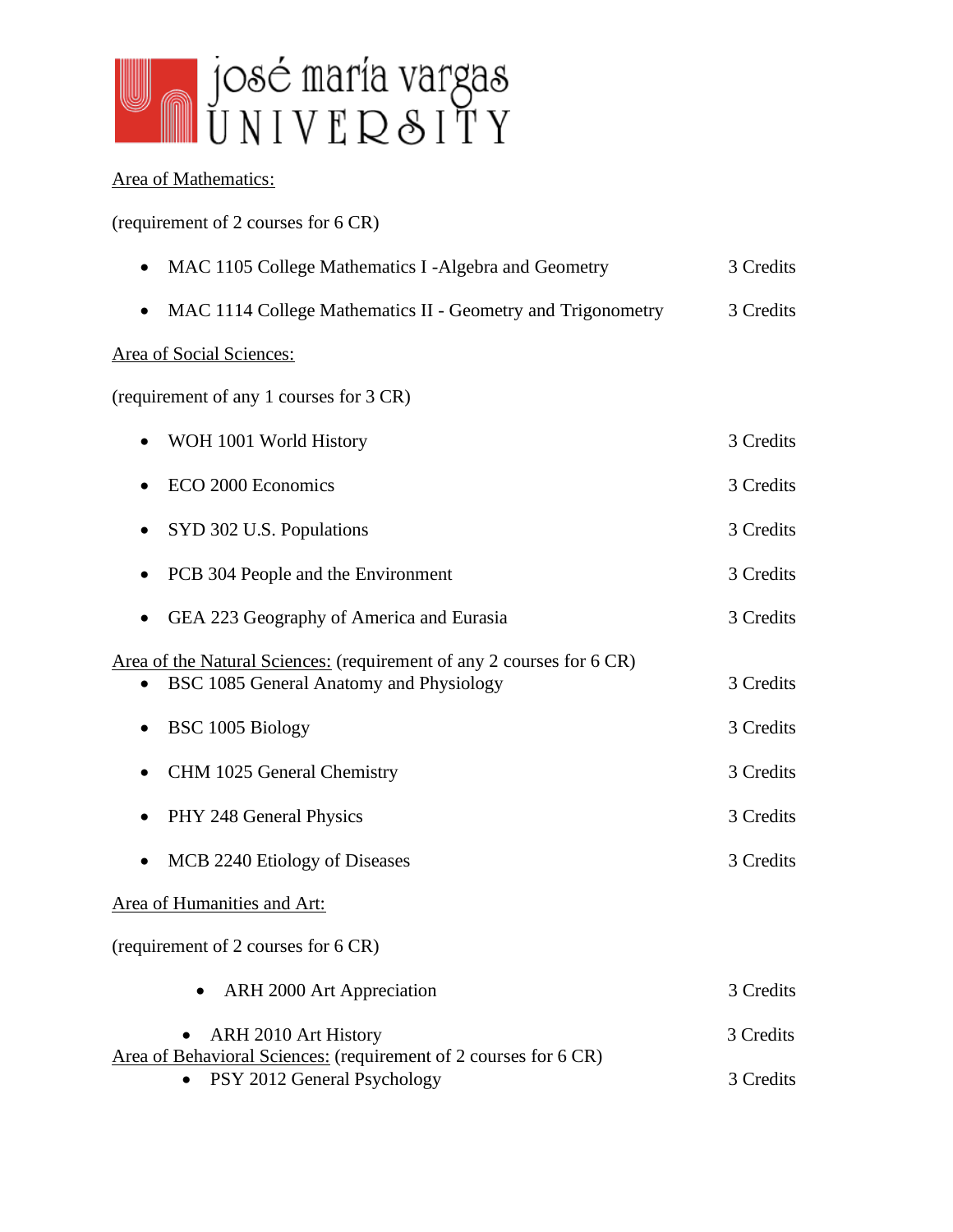<u>Area of Mathematics:</u>

(requirement of 2 courses for 6 CR)

- MAC 1105 College Mathematics I -Algebra and Geometry — 3 Credits
- MAC 1114 College Mathematics II - Geometry and Trigonometry — 3 Credits

<u>Area of Social Sciences:</u>

(requirement of any 1 courses for 3 CR)

- WOH 1001 World History — 3 Credits
- ECO 2000 Economics — 3 Credits
- SYD 302 U.S. Populations — 3 Credits
- PCB 304 People and the Environment — 3 Credits
- GEA 223 Geography of America and Eurasia — 3 Credits

<u>Area of the Natural Sciences:</u> (requirement of any 2 courses for 6 CR)

- BSC 1085 General Anatomy and Physiology — 3 Credits
- BSC 1005 Biology — 3 Credits
- CHM 1025 General Chemistry — 3 Credits
- PHY 248 General Physics — 3 Credits
- MCB 2240 Etiology of Diseases — 3 Credits

<u>Area of Humanities and Art:</u>

(requirement of 2 courses for 6 CR)

- ARH 2000 Art Appreciation — 3 Credits
- ARH 2010 Art History — 3 Credits

<u>Area of Behavioral Sciences:</u> (requirement of 2 courses for 6 CR)

- PSY 2012 General Psychology — 3 Credits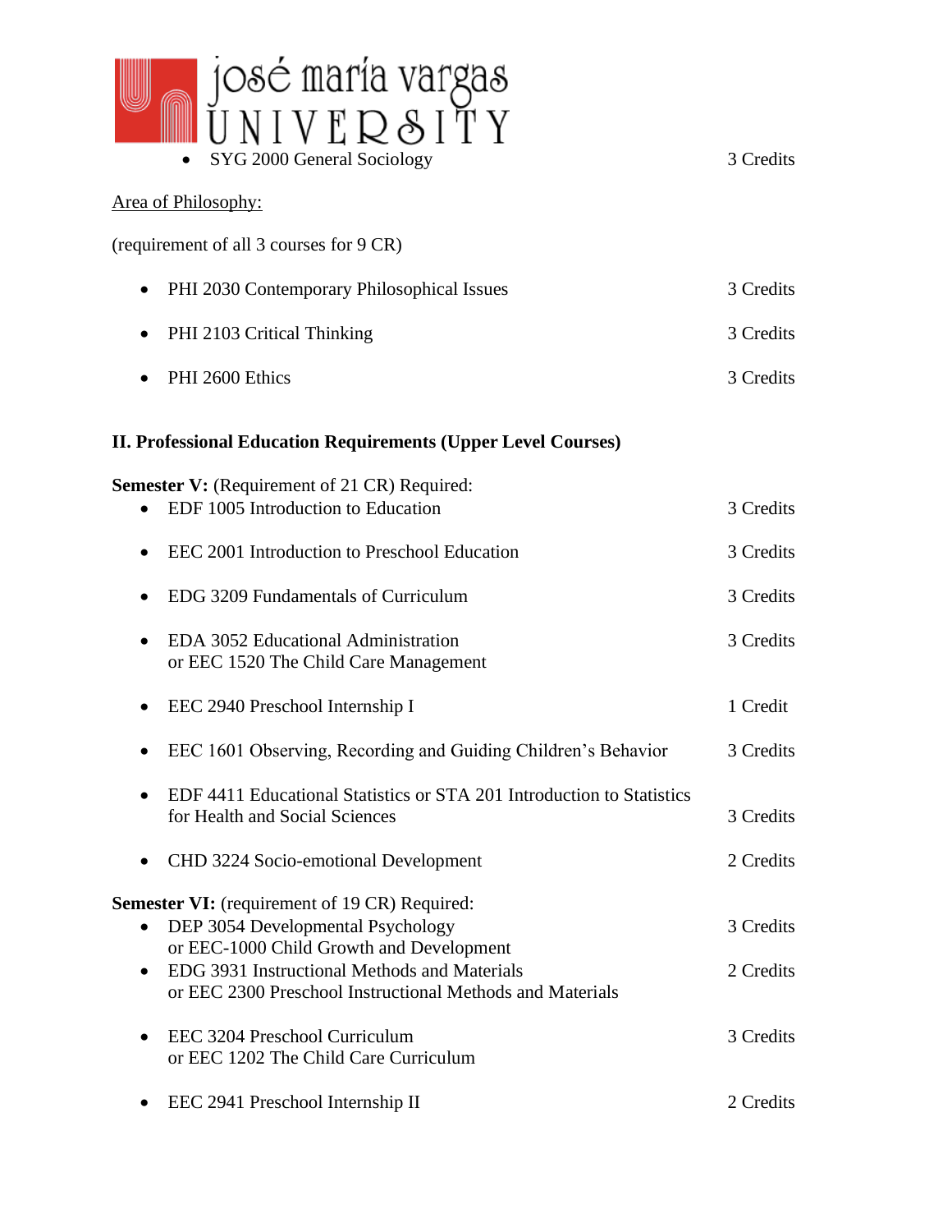- SYG 2000 General Sociology 3 Credits

<u>Area of Philosophy:</u>

(requirement of all 3 courses for 9 CR)

- PHI 2030 Contemporary Philosophical Issues 3 Credits
- PHI 2103 Critical Thinking 3 Credits
- PHI 2600 Ethics 3 Credits

**II. Professional Education Requirements (Upper Level Courses)**

**Semester V:** (Requirement of 21 CR) Required:

- EDF 1005 Introduction to Education 3 Credits
- EEC 2001 Introduction to Preschool Education 3 Credits
- EDG 3209 Fundamentals of Curriculum 3 Credits
- EDA 3052 Educational Administration or EEC 1520 The Child Care Management 3 Credits
- EEC 2940 Preschool Internship I 1 Credit
- EEC 1601 Observing, Recording and Guiding Children's Behavior 3 Credits
- EDF 4411 Educational Statistics or STA 201 Introduction to Statistics for Health and Social Sciences 3 Credits
- CHD 3224 Socio-emotional Development 2 Credits

**Semester VI:** (requirement of 19 CR) Required:

- DEP 3054 Developmental Psychology or EEC-1000 Child Growth and Development 3 Credits
- EDG 3931 Instructional Methods and Materials or EEC 2300 Preschool Instructional Methods and Materials 2 Credits
- EEC 3204 Preschool Curriculum or EEC 1202 The Child Care Curriculum 3 Credits
- EEC 2941 Preschool Internship II 2 Credits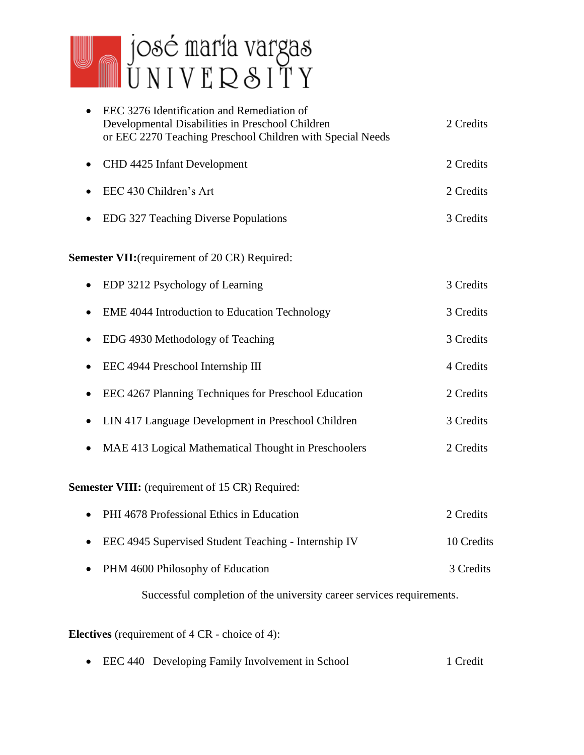- EEC 3276 Identification and Remediation of Developmental Disabilities in Preschool Children or EEC 2270 Teaching Preschool Children with Special Needs — 2 Credits
- CHD 4425 Infant Development — 2 Credits
- EEC 430 Children's Art — 2 Credits
- EDG 327 Teaching Diverse Populations — 3 Credits

**Semester VII:**(requirement of 20 CR) Required:

- EDP 3212 Psychology of Learning — 3 Credits
- EME 4044 Introduction to Education Technology — 3 Credits
- EDG 4930 Methodology of Teaching — 3 Credits
- EEC 4944 Preschool Internship III — 4 Credits
- EEC 4267 Planning Techniques for Preschool Education — 2 Credits
- LIN 417 Language Development in Preschool Children — 3 Credits
- MAE 413 Logical Mathematical Thought in Preschoolers — 2 Credits

**Semester VIII:** (requirement of 15 CR) Required:

- PHI 4678 Professional Ethics in Education — 2 Credits
- EEC 4945 Supervised Student Teaching - Internship IV — 10 Credits
- PHM 4600 Philosophy of Education — 3 Credits

Successful completion of the university career services requirements.

**Electives** (requirement of 4 CR - choice of 4):

- EEC 440 Developing Family Involvement in School — 1 Credit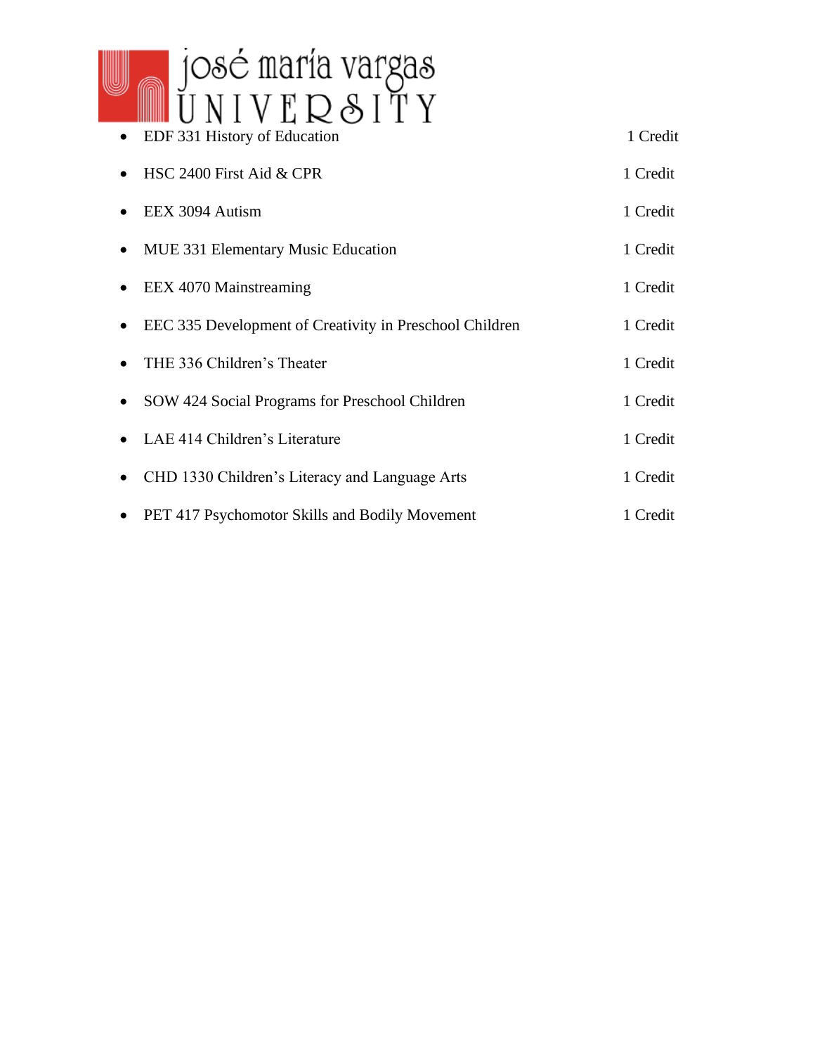- EDF 331 History of Education 1 Credit
- HSC 2400 First Aid & CPR 1 Credit
- EEX 3094 Autism 1 Credit
- MUE 331 Elementary Music Education 1 Credit
- EEX 4070 Mainstreaming 1 Credit
- EEC 335 Development of Creativity in Preschool Children 1 Credit
- THE 336 Children's Theater 1 Credit
- SOW 424 Social Programs for Preschool Children 1 Credit
- LAE 414 Children's Literature 1 Credit
- CHD 1330 Children's Literacy and Language Arts 1 Credit
- PET 417 Psychomotor Skills and Bodily Movement 1 Credit